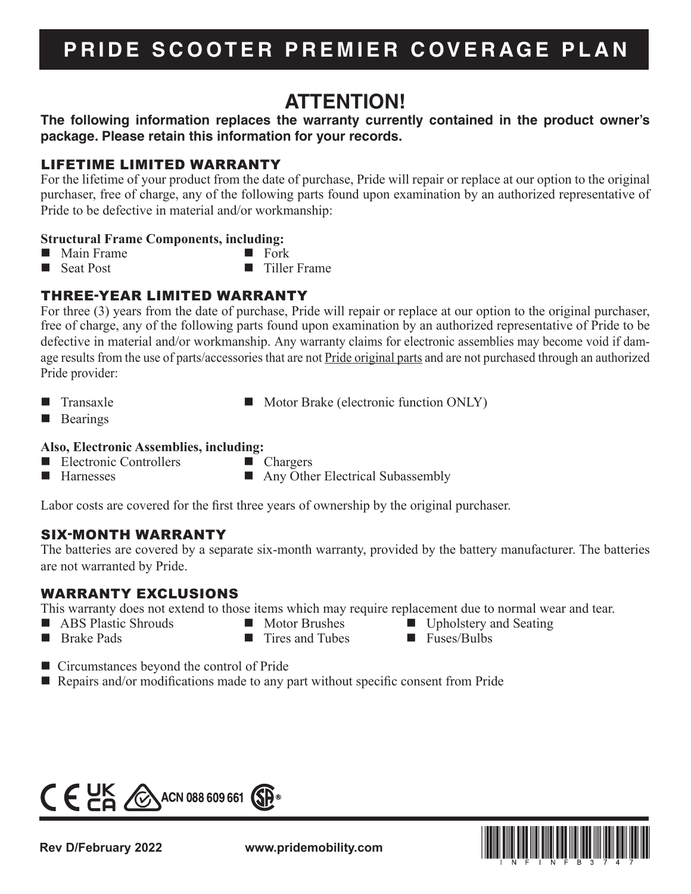# PRIDE SCOOTER PREMIER COVERAGE PLAN

## ATTENTION!

**The following information replaces the warranty currently contained in the product owner's package. Please retain this information for your records.**

### LIFETIME LIMITED WARRANTY

For the lifetime of your product from the date of purchase, Pride will repair or replace at our option to the original purchaser, free of charge, any of the following parts found upon examination by an authorized representative of Pride to be defective in material and/or workmanship:

**Structural Frame Components, including:**

- Main Frame
- Fork
- Seat Post
- Tiller Frame

### THREE-YEAR LIMITED WARRANTY

For three (3) years from the date of purchase, Pride will repair or replace at our option to the original purchaser, free of charge, any of the following parts found upon examination by an authorized representative of Pride to be defective in material and/or workmanship. Any warranty claims for electronic assemblies may become void if damage results from the use of parts/accessories that are not Pride original parts and are not purchased through an authorized Pride provider:

- Transaxle
- Motor Brake (electronic function ONLY)
- Bearings

**Also, Electronic Assemblies, including:**

- Electronic Controllers
- Chargers
- Harnesses
- Any Other Electrical Subassembly

Labor costs are covered for the first three years of ownership by the original purchaser.

### SIX-MONTH WARRANTY

The batteries are covered by a separate six-month warranty, provided by the battery manufacturer. The batteries are not warranted by Pride.

### WARRANTY EXCLUSIONS

This warranty does not extend to those items which may require replacement due to normal wear and tear.

- ABS Plastic Shrouds
- Motor Brushes
- Upholstery and Seating
- Brake Pads
- Tires and Tubes
- Fuses/Bulbs

- Circumstances beyond the control of Pride
- Repairs and/or modifications made to any part without specific consent from Pride

ACN 088 609 661

Rev D/February 2022 www.pridemobility.com

INFINFB3747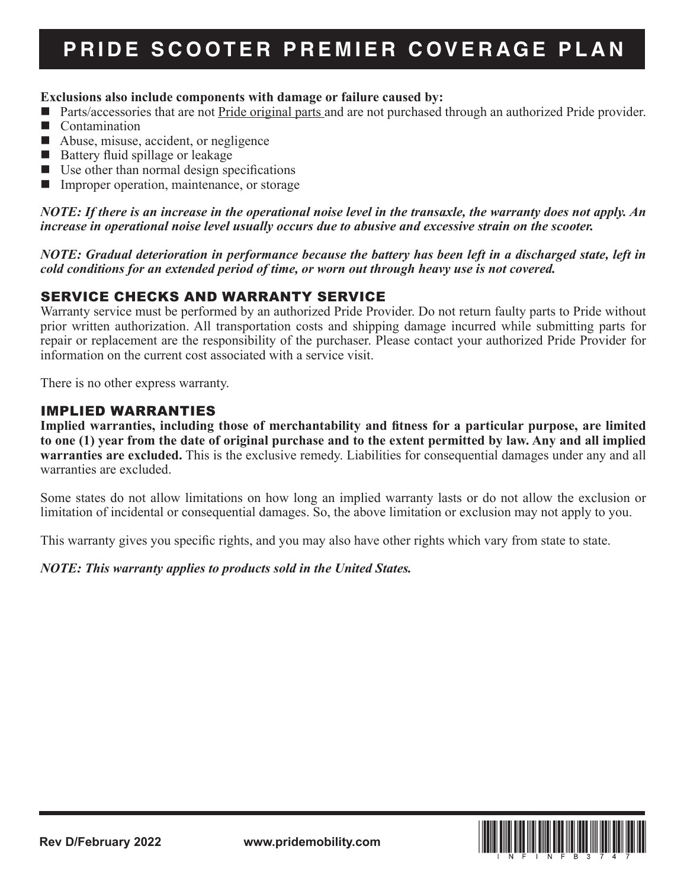# PRIDE SCOOTER PREMIER COVERAGE PLAN

**Exclusions also include components with damage or failure caused by:**

- Parts/accessories that are not Pride original parts and are not purchased through an authorized Pride provider.
- Contamination
- Abuse, misuse, accident, or negligence
- Battery fluid spillage or leakage
- Use other than normal design specifications
- Improper operation, maintenance, or storage

***NOTE: If there is an increase in the operational noise level in the transaxle, the warranty does not apply. An increase in operational noise level usually occurs due to abusive and excessive strain on the scooter.***

***NOTE: Gradual deterioration in performance because the battery has been left in a discharged state, left in cold conditions for an extended period of time, or worn out through heavy use is not covered.***

## SERVICE CHECKS AND WARRANTY SERVICE

Warranty service must be performed by an authorized Pride Provider. Do not return faulty parts to Pride without prior written authorization. All transportation costs and shipping damage incurred while submitting parts for repair or replacement are the responsibility of the purchaser. Please contact your authorized Pride Provider for information on the current cost associated with a service visit.

There is no other express warranty.

## IMPLIED WARRANTIES

**Implied warranties, including those of merchantability and fitness for a particular purpose, are limited to one (1) year from the date of original purchase and to the extent permitted by law. Any and all implied warranties are excluded.** This is the exclusive remedy. Liabilities for consequential damages under any and all warranties are excluded.

Some states do not allow limitations on how long an implied warranty lasts or do not allow the exclusion or limitation of incidental or consequential damages. So, the above limitation or exclusion may not apply to you.

This warranty gives you specific rights, and you may also have other rights which vary from state to state.

***NOTE: This warranty applies to products sold in the United States.***

Rev D/February 2022 www.pridemobility.com

INFINFB3747